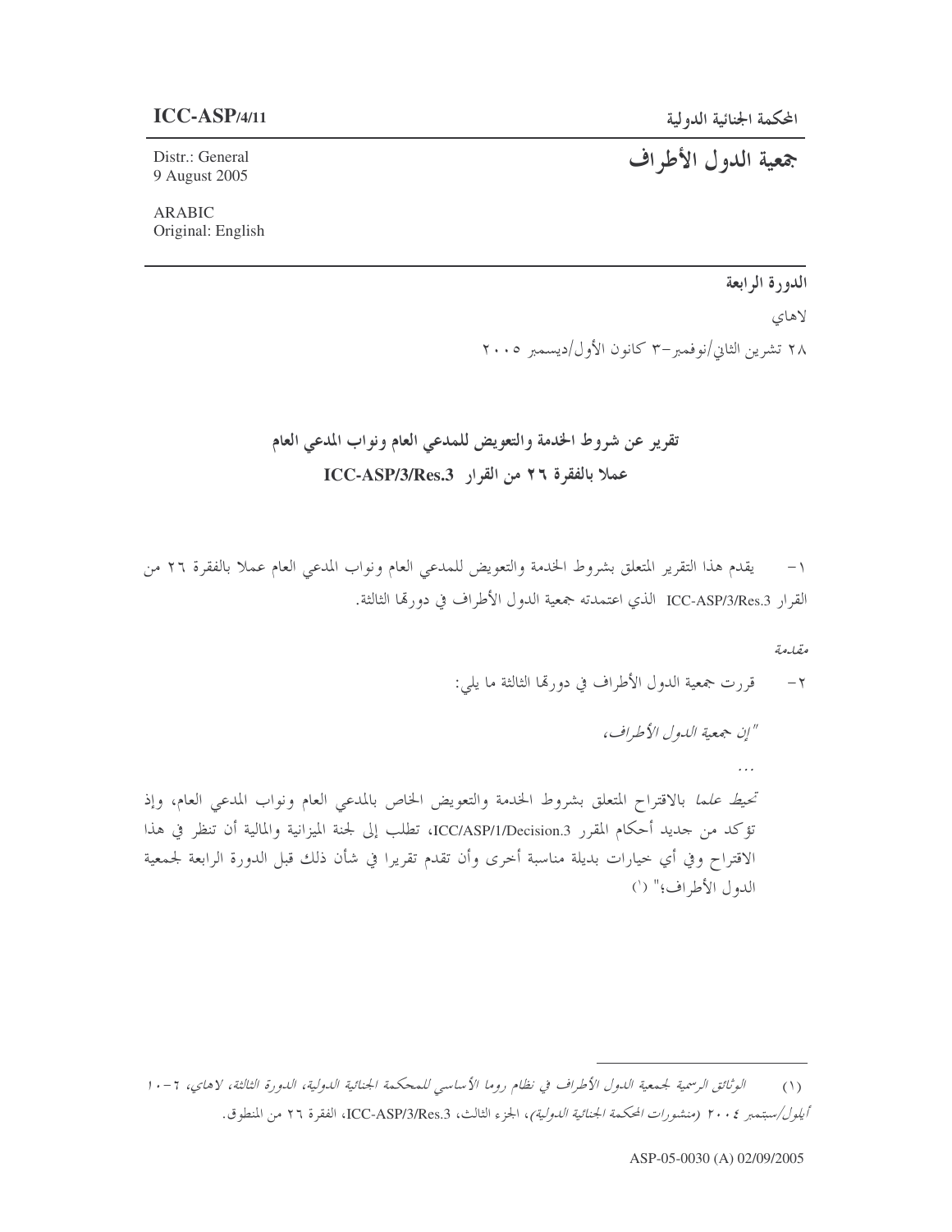المحكمة الجنائية الدولية

ICC-ASP/4/11

# جمعية الدول الأطراف

Distr.: General
9 August 2005

ARABIC
Original: English

**الدورة الرابعة**

لاهاي

٢٨ تشرين الثاني/نوفمبر–٣ كانون الأول/ديسمبر ٢٠٠٥

## تقرير عن شروط الخدمة والتعويض للمدعي العام ونواب المدعي العام عملا بالفقرة ٢٦ من القرار ICC-ASP/3/Res.3

١- يقدم هذا التقرير المتعلق بشروط الخدمة والتعويض للمدعي العام ونواب المدعي العام عملا بالفقرة ٢٦ من القرار ICC-ASP/3/Res.3 الذي اعتمدته جمعية الدول الأطراف في دورتها الثالثة.

*مقدمة*

٢- قررت جمعية الدول الأطراف في دورتها الثالثة ما يلي:

*"إن جمعية الدول الأطراف،*

...

*تحيط علما* بالاقتراح المتعلق بشروط الخدمة والتعويض الخاص بالمدعي العام ونواب المدعي العام، وإذ تؤكد من جديد أحكام المقرر ICC/ASP/1/Decision.3، تطلب إلى لجنة الميزانية والمالية أن تنظر في هذا الاقتراح وفي أي خيارات بديلة مناسبة أخرى وأن تقدم تقريرا في شأن ذلك قبل الدورة الرابعة لجمعية الدول الأطراف؛" (١)

---

(١) *الوثائق الرسمية لجمعية الدول الأطراف في نظام روما الأساسي للمحكمة الجنائية الدولية، الدورة الثالثة، لاهاي، ٦-١٠ أيلول/سبتمبر ٢٠٠٤ (منشورات المحكمة الجنائية الدولية)*، الجزء الثالث، ICC-ASP/3/Res.3، الفقرة ٢٦ من المنطوق.

ASP-05-0030 (A) 02/09/2005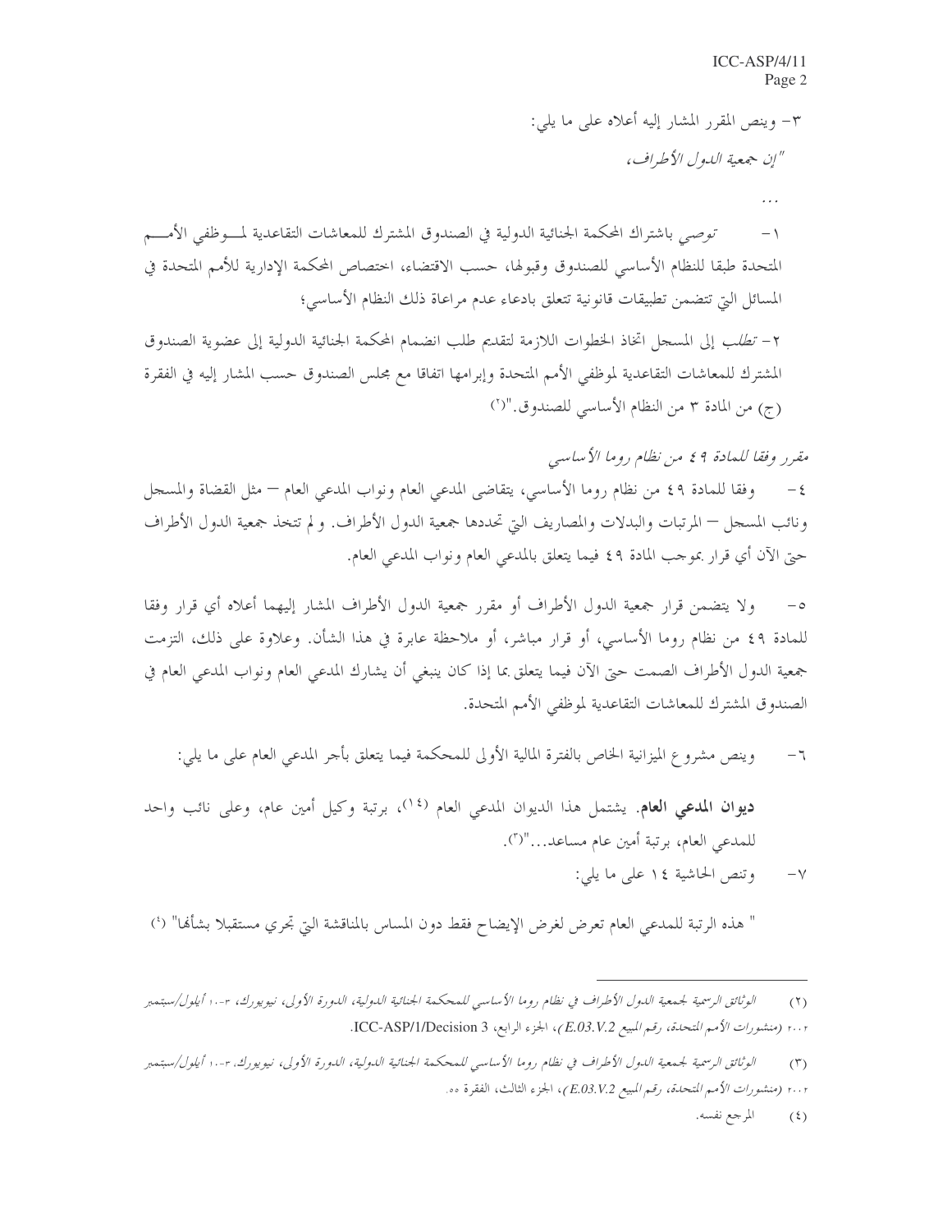٣- وينص المقرر المشار إليه أعلاه على ما يلي:

*"إن جمعية الدول الأطراف،*

...

١- *توصي* باشتراك المحكمة الجنائية الدولية في الصندوق المشترك للمعاشات التقاعدية لموظفي الأمم المتحدة طبقا للنظام الأساسي للصندوق وقبولها، حسب الاقتضاء، اختصاص المحكمة الإدارية للأمم المتحدة في المسائل التي تتضمن تطبيقات قانونية تتعلق بادعاء عدم مراعاة ذلك النظام الأساسي؛

٢- *تطلب* إلى المسجل اتخاذ الخطوات اللازمة لتقديم طلب انضمام المحكمة الجنائية الدولية إلى عضوية الصندوق المشترك للمعاشات التقاعدية لموظفي الأمم المتحدة وإبرامها اتفاقا مع مجلس الصندوق حسب المشار إليه في الفقرة (ج) من المادة ٣ من النظام الأساسي للصندوق."(٢)

*مقرر وفقا للمادة ٤٩ من نظام روما الأساسي*

٤- وفقا للمادة ٤٩ من نظام روما الأساسي، يتقاضى المدعي العام ونواب المدعي العام – مثل القضاة والمسجل ونائب المسجل – المرتبات والبدلات والمصاريف التي تحددها جمعية الدول الأطراف. و لم تتخذ جمعية الدول الأطراف حتى الآن أي قرار بموجب المادة ٤٩ فيما يتعلق بالمدعي العام ونواب المدعي العام.

٥- ولا يتضمن قرار جمعية الدول الأطراف أو مقرر جمعية الدول الأطراف المشار إليهما أعلاه أي قرار وفقا للمادة ٤٩ من نظام روما الأساسي، أو قرار مباشر، أو ملاحظة عابرة في هذا الشأن. وعلاوة على ذلك، التزمت جمعية الدول الأطراف الصمت حتى الآن فيما يتعلق بما إذا كان ينبغي أن يشارك المدعي العام ونواب المدعي العام في الصندوق المشترك للمعاشات التقاعدية لموظفي الأمم المتحدة.

٦- وينص مشروع الميزانية الخاص بالفترة المالية الأولى للمحكمة فيما يتعلق بأجر المدعي العام على ما يلي:

**ديوان المدعي العام.** يشتمل هذا الديوان المدعي العام (١٤)، برتبة وكيل أمين عام، وعلى نائب واحد للمدعي العام، برتبة أمين عام مساعد..."(٣).

٧- وتنص الحاشية ١٤ على ما يلي:

" هذه الرتبة للمدعي العام تعرض لغرض الإيضاح فقط دون المساس بالمناقشة التي تجري مستقبلا بشأنها" (٤)

---

(٢) *الوثائق الرسمية لجمعية الدول الأطراف في نظام روما الأساسي للمحكمة الجنائية الدولية، الدورة الأولى، نيويورك، ٣-١٠ أيلول/سبتمبر ٢٠٠٢* (*منشورات الأمم المتحدة، رقم المبيع E.03.V.2*)، الجزء الرابع، ICC-ASP/1/Decision 3.

(٣) *الوثائق الرسمية لجمعية الدول الأطراف في نظام روما الأساسي للمحكمة الجنائية الدولية، الدورة الأولى، نيويورك، ٣-١٠ أيلول/سبتمبر ٢٠٠٢* (*منشورات الأمم المتحدة، رقم المبيع E.03.V.2*)، الجزء الثالث، الفقرة ٥٥.

(٤) المرجع نفسه.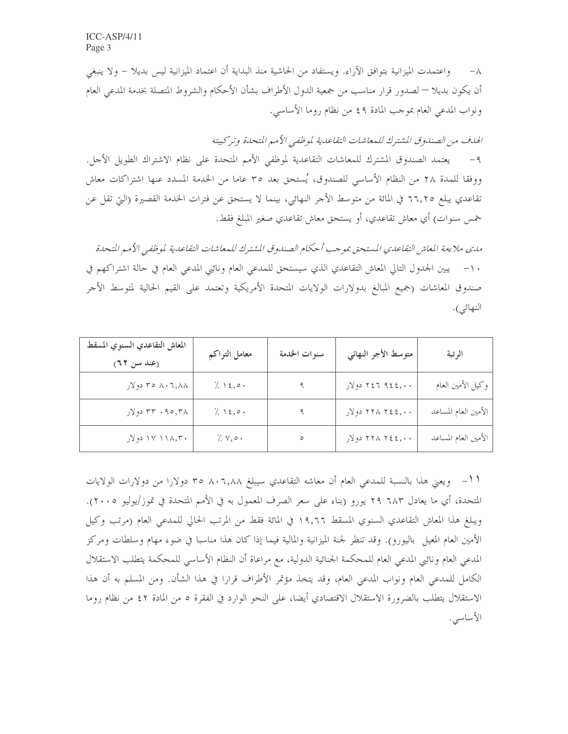٨- واعتمدت الميزانية بتوافق الآراء. ويستفاد من الحاشية منذ البداية أن اعتماد الميزانية ليس بديلا – ولا ينبغي أن يكون بديلا – لصدور قرار مناسب من جمعية الدول الأطراف بشأن الأحكام والشروط المتصلة بخدمة المدعي العام ونواب المدعي العام بموجب المادة ٤٩ من نظام روما الأساسي.

*الهدف من الصندوق المشترك للمعاشات التقاعدية لموظفي الأمم المتحدة وتركيبته*

٩- يعتمد الصندوق المشترك للمعاشات التقاعدية لموظفي الأمم المتحدة على نظام الاشتراك الطويل الأجل. ووفقا للمدة ٢٨ من النظام الأساسي للصندوق، يُستحق بعد ٣٥ عاما من الخدمة المسدد عنها اشتراكات معاش تقاعدي يبلغ ٦٦,٢٥ في المائة من متوسط الأجر النهائي، بينما لا يستحق عن فترات الخدمة القصيرة (التي تقل عن خمس سنوات) أي معاش تقاعدي، أو يستحق معاش تقاعدي صغير المبلغ فقط.

*مدى ملاءمة المعاش التقاعدي المستحق بموجب أحكام الصندوق المشترك للمعاشات التقاعدية لموظفي الأمم المتحدة*

١٠- يبين الجدول التالي المعاش التقاعدي الذي سيستحق للمدعي العام ونائبي المدعي العام في حالة اشتراكهم في صندوق المعاشات (جميع المبالغ بدولارات الولايات المتحدة الأمريكية وتعتمد على القيم الحالية لمتوسط الأجر النهائي).

| الرتبة | متوسط الأجر النهائي | سنوات الخدمة | معامل التراكم | المعاش التقاعدي السنوي المسقط (عند سن ٦٢) |
|---|---|---|---|---|
| وكيل الأمين العام | ٢٤٦ ٩٤٤,٠٠ دولار | ٩ | ١٤,٥٠ ٪ | ٣٥ ٨٠٦,٨٨ دولار |
| الأمين العام المساعد | ٢٢٨ ٢٤٤,٠٠ دولار | ٩ | ١٤,٥٠ ٪ | ٣٣ ٠٩٥,٣٨ دولار |
| الأمين العام المساعد | ٢٢٨ ٢٤٤,٠٠ دولار | ٥ | ٧,٥٠ ٪ | ١٧ ١١٨,٣٠ دولار |

١١- ويعني هذا بالنسبة للمدعي العام أن معاشه التقاعدي سيبلغ ٣٥ ٨٠٦,٨٨ دولارا من دولارات الولايات المتحدة، أي ما يعادل ٢٩ ٦٨٣ يورو (بناء على سعر الصرف المعمول به في الأمم المتحدة في تموز/يوليو ٢٠٠٥). ويبلغ هذا المعاش التقاعدي السنوي المسقط ١٩,٦٦ في المائة فقط من المرتب الحالي للمدعي العام (مرتب وكيل الأمين العام المعيل باليورو). وقد تنظر لجنة الميزانية والمالية فيما إذا كان هذا مناسبا في ضوء مهام وسلطات ومركز المدعي العام ونائبي المدعي العام للمحكمة الجنائية الدولية، مع مراعاة أن النظام الأساسي للمحكمة يتطلب الاستقلال الكامل للمدعي العام ونواب المدعي العام، وقد يتخذ مؤتمر الأطراف قرارا في هذا الشأن. ومن المسلم به أن هذا الاستقلال يتطلب بالضرورة الاستقلال الاقتصادي أيضا، على النحو الوارد في الفقرة ٥ من المادة ٤٢ من نظام روما الأساسي.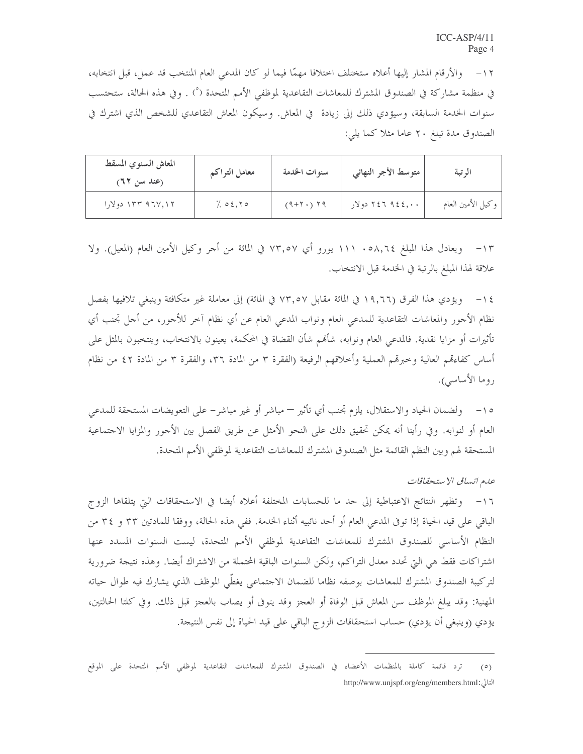١٢- والأرقام المشار إليها أعلاه ستختلف اختلافا مهمّا فيما لو كان المدعي العام المنتخب قد عمل، قبل انتخابه، في منظمة مشاركة في الصندوق المشترك للمعاشات التقاعدية لموظفي الأمم المتحدة (٥) . وفي هذه الحالة، ستحتسب سنوات الخدمة السابقة، وسيؤدي ذلك إلى زيادة في المعاش. وسيكون المعاش التقاعدي للشخص الذي اشترك في الصندوق مدة تبلغ ٢٠ عاما مثلا كما يلي:

| الرتبة | متوسط الأجر النهائي | سنوات الخدمة | معامل التراكم | المعاش السنوي المسقط (عند سن ٦٢) |
|---|---|---|---|---|
| وكيل الأمين العام | ٢٤٦ ٩٤٤,٠٠ دولار | ٢٩ (٢٠+٩) | ٥٤,٢٥ ٪ | ١٣٣ ٩٦٧,١٢ دولارا |

١٣- ويعادل هذا المبلغ ١١١ ٠٥٨,٦٤ يورو أي ٧٣,٥٧ في المائة من أجر وكيل الأمين العام (المعيل). ولا علاقة لهذا المبلغ بالرتبة في الخدمة قبل الانتخاب.

١٤- ويؤدي هذا الفرق (١٩,٦٦ في المائة مقابل ٧٣,٥٧ في المائة) إلى معاملة غير متكافئة وينبغي تلافيها بفصل نظام الأجور والمعاشات التقاعدية للمدعي العام ونواب المدعي العام عن أي نظام آخر للأجور، من أجل تجنب أي تأثيرات أو مزايا نقدية. فالمدعي العام ونوابه، شأنهم شأن القضاة في المحكمة، يعينون بالانتخاب، وينتخبون بالمثل على أساس كفاءتهم العالية وخبرتهم العملية وأخلاقهم الرفيعة (الفقرة ٣ من المادة ٣٦، والفقرة ٣ من المادة ٤٢ من نظام روما الأساسي).

١٥- ولضمان الحياد والاستقلال، يلزم تجنب أي تأثير – مباشر أو غير مباشر– على التعويضات المستحقة للمدعي العام أو لنوابه. وفي رأينا أنه يمكن تحقيق ذلك على النحو الأمثل عن طريق الفصل بين الأجور والمزايا الاجتماعية المستحقة لهم وبين النظم القائمة مثل الصندوق المشترك للمعاشات التقاعدية لموظفي الأمم المتحدة.

*عدم اتساق الاستحقاقات*

١٦- وتظهر النتائج الاعتباطية إلى حد ما للحسابات المختلفة أعلاه أيضا في الاستحقاقات التي يتلقاها الزوج الباقي على قيد الحياة إذا توفى المدعي العام أو أحد نائبيه أثناء الخدمة. ففي هذه الحالة، ووفقا للمادتين ٣٣ و ٣٤ من النظام الأساسي للصندوق المشترك للمعاشات التقاعدية لموظفي الأمم المتحدة، ليست السنوات المسدد عنها اشتراكات فقط هي التي تحدد معدل التراكم، ولكن السنوات الباقية المحتملة من الاشتراك أيضا. وهذه نتيجة ضرورية لتركيبة الصندوق المشترك للمعاشات بوصفه نظاما للضمان الاجتماعي يغطّي الموظف الذي يشارك فيه طوال حياته المهنية: وقد يبلغ الموظف سن المعاش قبل الوفاة أو العجز وقد يتوفى أو يصاب بالعجز قبل ذلك. وفي كلتا الحالتين، يؤدي (وينبغي أن يؤدي) حساب استحقاقات الزوج الباقي على قيد الحياة إلى نفس النتيجة.

---

(٥) ترد قائمة كاملة بالمنظمات الأعضاء في الصندوق المشترك للمعاشات التقاعدية لموظفي الأمم المتحدة على الموقع التالي: http://www.unjspf.org/eng/members.html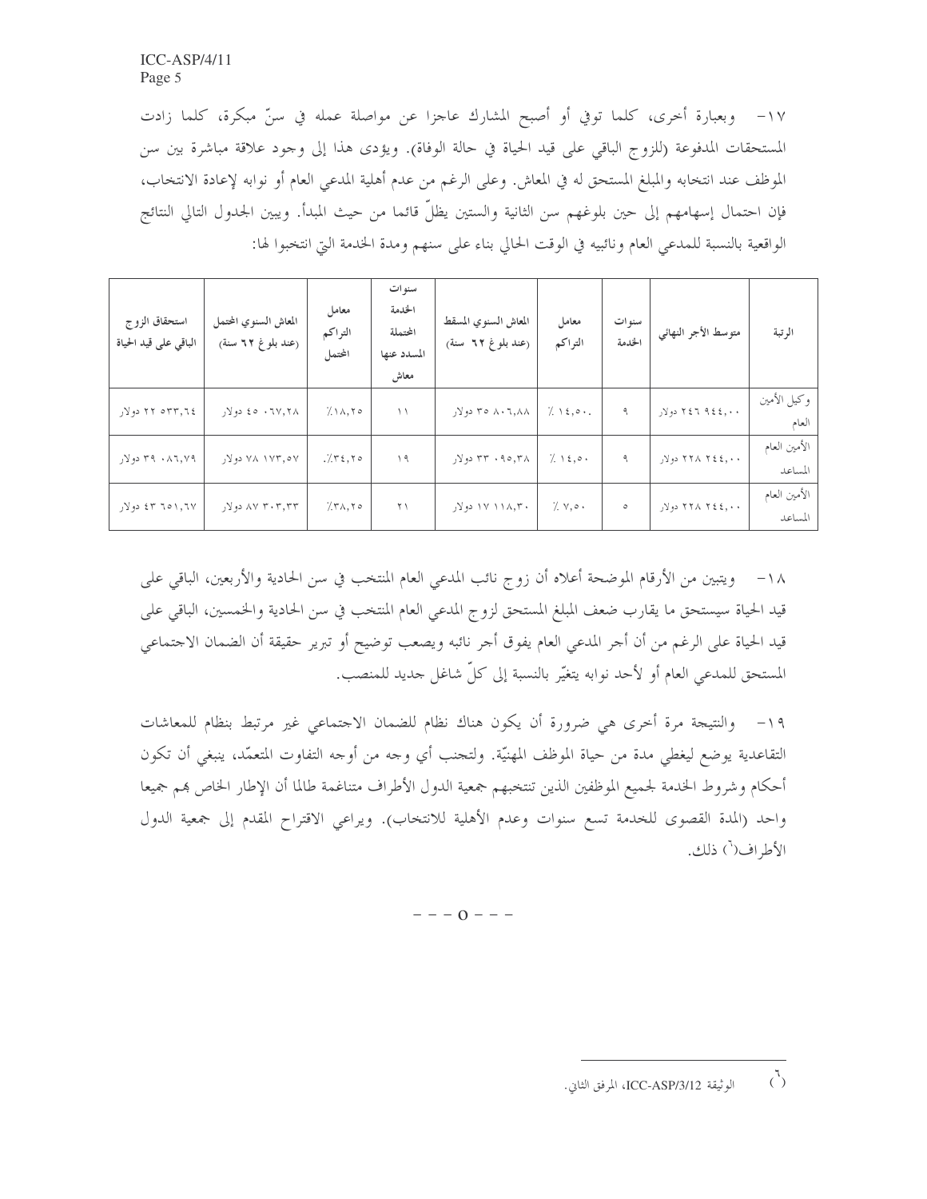١٧- وبعبارة أخرى، كلما توفي أو أصبح المشارك عاجزا عن مواصلة عمله في سنّ مبكرة، كلما زادت المستحقات المدفوعة (للزوج الباقي على قيد الحياة في حالة الوفاة). ويؤدى هذا إلى وجود علاقة مباشرة بين سن الموظف عند انتخابه والمبلغ المستحق له في المعاش. وعلى الرغم من عدم أهلية المدعي العام أو نوابه لإعادة الانتخاب، فإن احتمال إسهامهم إلى حين بلوغهم سن الثانية والستين يظلّ قائما من حيث المبدأ. ويبين الجدول التالي النتائج الواقعية بالنسبة للمدعي العام ونائبيه في الوقت الحالي بناء على سنهم ومدة الخدمة التي انتخبوا لها:

| الرتبة | متوسط الأجر النهائي | سنوات الخدمة | معامل التراكم | المعاش السنوي المسقط (عند بلوغ ٦٢ سنة) | سنوات الخدمة المحتملة المسدد عنها معاش | معامل التراكم المحتمل | المعاش السنوي المحتمل (عند بلوغ ٦٢ سنة) | استحقاق الزوج الباقي على قيد الحياة |
|---|---|---|---|---|---|---|---|---|
| وكيل الأمين العام | ٢٤٦ ٩٤٤,٠٠ دولار | ٩ | ٪ ١٤,٥٠. | ٣٥ ٨٠٦,٨٨ دولار | ١١ | ٪١٨,٢٥ | ٤٥ ٠٦٧,٢٨ دولار | ٢٢ ٥٣٣,٦٤ دولار |
| الأمين العام المساعد | ٢٢٨ ٢٤٤,٠٠ دولار | ٩ | ٪ ١٤,٥٠ | ٣٣ ٠٩٥,٣٨ دولار | ١٩ | .٪٣٤,٢٥ | ٧٨ ١٧٣,٥٧ دولار | ٣٩ ٠٨٦,٧٩ دولار |
| الأمين العام المساعد | ٢٢٨ ٢٤٤,٠٠ دولار | ٥ | ٪ ٧,٥٠ | ١٧ ١١٨,٣٠ دولار | ٢١ | ٪٣٨,٢٥ | ٨٧ ٣٠٣,٣٣ دولار | ٤٣ ٦٥١,٦٧ دولار |

١٨- ويتبين من الأرقام الموضحة أعلاه أن زوج نائب المدعي العام المنتخب في سن الحادية والأربعين، الباقي على قيد الحياة سيستحق ما يقارب ضعف المبلغ المستحق لزوج المدعي العام المنتخب في سن الحادية والخمسين، الباقي على قيد الحياة على الرغم من أن أجر المدعي العام يفوق أجر نائبه ويصعب توضيح أو تبرير حقيقة أن الضمان الاجتماعي المستحق للمدعي العام أو لأحد نوابه يتغيّر بالنسبة إلى كلّ شاغل جديد للمنصب.

١٩- والنتيجة مرة أخرى هي ضرورة أن يكون هناك نظام للضمان الاجتماعي غير مرتبط بنظام للمعاشات التقاعدية يوضع ليغطي مدة من حياة الموظف المهنيّة. ولتجنب أي وجه من أوجه التفاوت المتعمّد، ينبغي أن تكون أحكام وشروط الخدمة لجميع الموظفين الذين تنتخبهم جمعية الدول الأطراف متناغمة طالما أن الإطار الخاص بهم جميعا واحد (المدة القصوى للخدمة تسع سنوات وعدم الأهلية للانتخاب). ويراعي الاقتراح المقدم إلى جمعية الدول الأطراف[٦] ذلك.

- - - o - - -

(٦) الوثيقة ICC-ASP/3/12، المرفق الثاني.